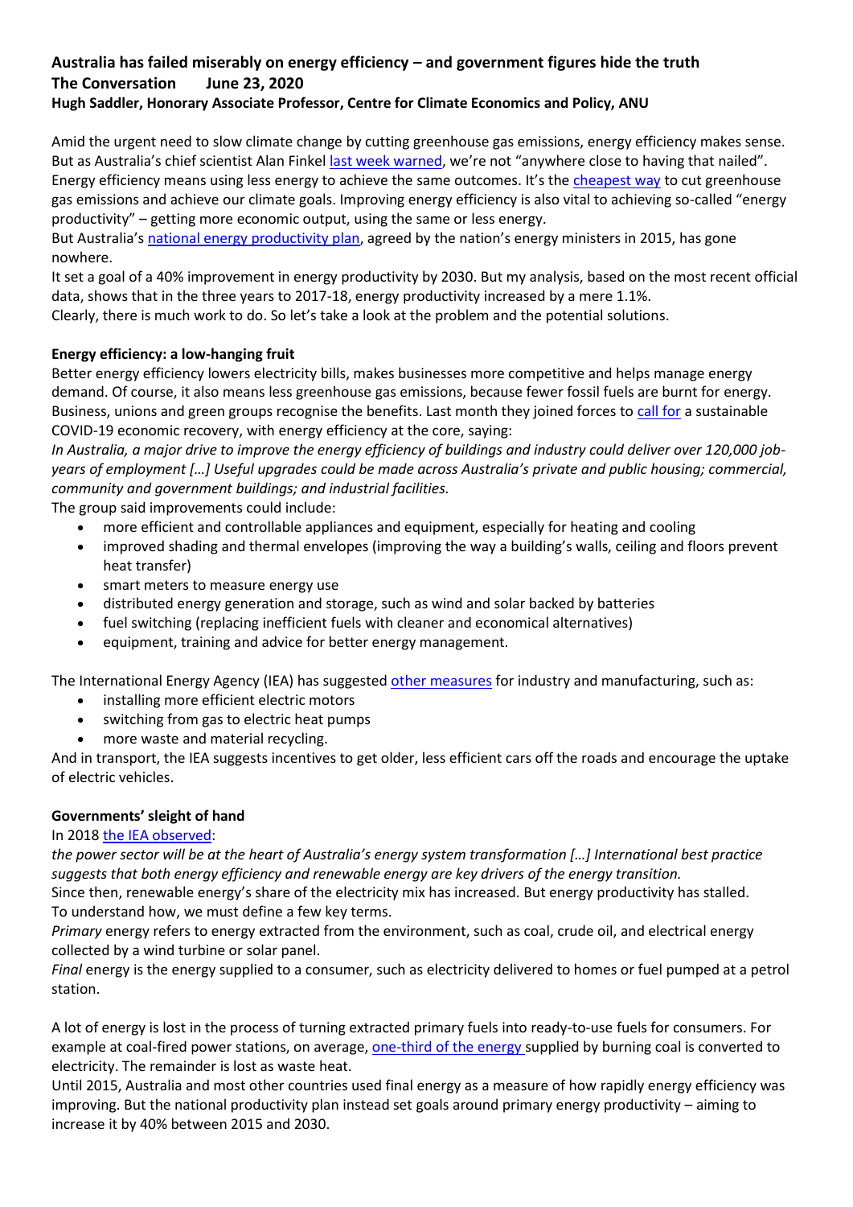# Australia has failed miserably on energy efficiency – and government figures hide the truth

**The Conversation June 23, 2020**

**Hugh Saddler, Honorary Associate Professor, Centre for Climate Economics and Policy, ANU**

Amid the urgent need to slow climate change by cutting greenhouse gas emissions, energy efficiency makes sense. But as Australia's chief scientist Alan Finkel last week warned, we're not "anywhere close to having that nailed".

Energy efficiency means using less energy to achieve the same outcomes. It's the cheapest way to cut greenhouse gas emissions and achieve our climate goals. Improving energy efficiency is also vital to achieving so-called "energy productivity" – getting more economic output, using the same or less energy.

But Australia's national energy productivity plan, agreed by the nation's energy ministers in 2015, has gone nowhere.

It set a goal of a 40% improvement in energy productivity by 2030. But my analysis, based on the most recent official data, shows that in the three years to 2017-18, energy productivity increased by a mere 1.1%.

Clearly, there is much work to do. So let's take a look at the problem and the potential solutions.

## Energy efficiency: a low-hanging fruit

Better energy efficiency lowers electricity bills, makes businesses more competitive and helps manage energy demand. Of course, it also means less greenhouse gas emissions, because fewer fossil fuels are burnt for energy.

Business, unions and green groups recognise the benefits. Last month they joined forces to call for a sustainable COVID-19 economic recovery, with energy efficiency at the core, saying:

*In Australia, a major drive to improve the energy efficiency of buildings and industry could deliver over 120,000 job-years of employment […] Useful upgrades could be made across Australia's private and public housing; commercial, community and government buildings; and industrial facilities.*

The group said improvements could include:

- more efficient and controllable appliances and equipment, especially for heating and cooling
- improved shading and thermal envelopes (improving the way a building's walls, ceiling and floors prevent heat transfer)
- smart meters to measure energy use
- distributed energy generation and storage, such as wind and solar backed by batteries
- fuel switching (replacing inefficient fuels with cleaner and economical alternatives)
- equipment, training and advice for better energy management.

The International Energy Agency (IEA) has suggested other measures for industry and manufacturing, such as:

- installing more efficient electric motors
- switching from gas to electric heat pumps
- more waste and material recycling.

And in transport, the IEA suggests incentives to get older, less efficient cars off the roads and encourage the uptake of electric vehicles.

## Governments' sleight of hand

In 2018 the IEA observed:

*the power sector will be at the heart of Australia's energy system transformation […] International best practice suggests that both energy efficiency and renewable energy are key drivers of the energy transition.*

Since then, renewable energy's share of the electricity mix has increased. But energy productivity has stalled.

To understand how, we must define a few key terms.

*Primary* energy refers to energy extracted from the environment, such as coal, crude oil, and electrical energy collected by a wind turbine or solar panel.

*Final* energy is the energy supplied to a consumer, such as electricity delivered to homes or fuel pumped at a petrol station.

A lot of energy is lost in the process of turning extracted primary fuels into ready-to-use fuels for consumers. For example at coal-fired power stations, on average, one-third of the energy supplied by burning coal is converted to electricity. The remainder is lost as waste heat.

Until 2015, Australia and most other countries used final energy as a measure of how rapidly energy efficiency was improving. But the national productivity plan instead set goals around primary energy productivity – aiming to increase it by 40% between 2015 and 2030.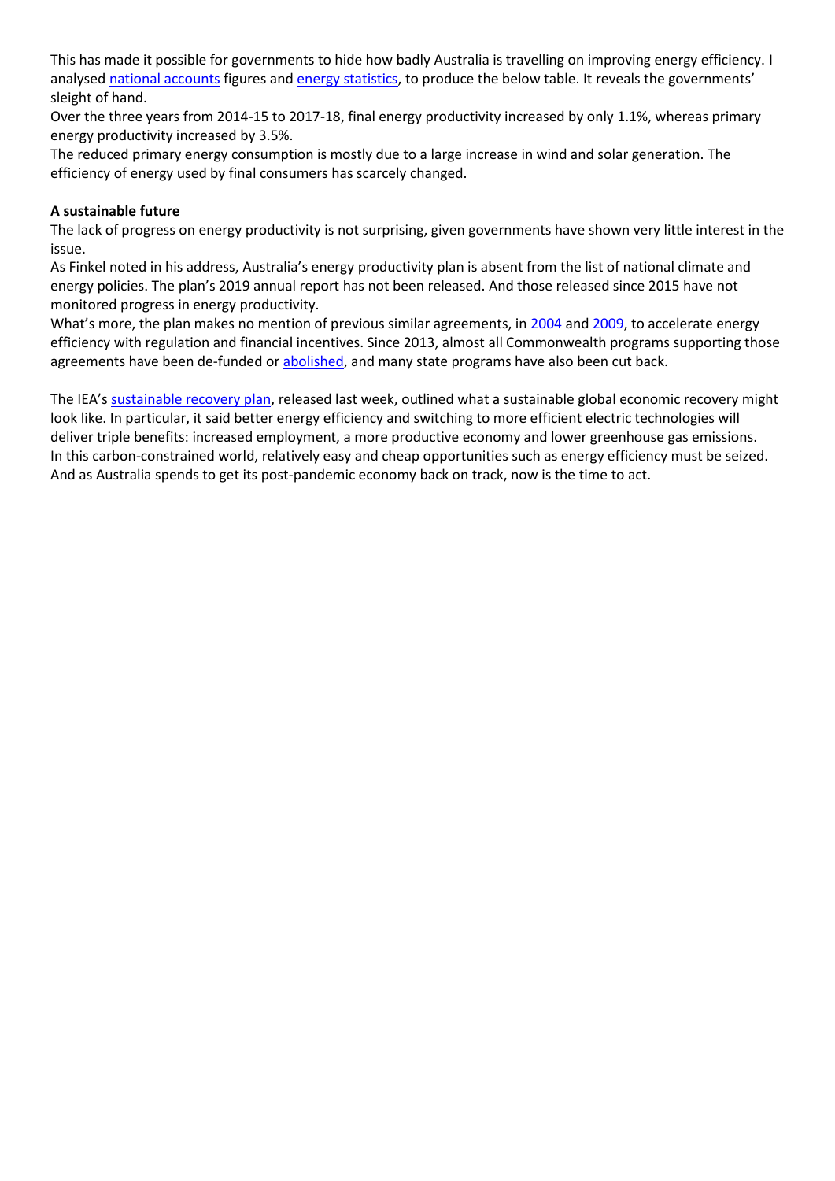This has made it possible for governments to hide how badly Australia is travelling on improving energy efficiency. I analysed national accounts figures and energy statistics, to produce the below table. It reveals the governments' sleight of hand.

Over the three years from 2014-15 to 2017-18, final energy productivity increased by only 1.1%, whereas primary energy productivity increased by 3.5%.

The reduced primary energy consumption is mostly due to a large increase in wind and solar generation. The efficiency of energy used by final consumers has scarcely changed.

**A sustainable future**

The lack of progress on energy productivity is not surprising, given governments have shown very little interest in the issue.

As Finkel noted in his address, Australia's energy productivity plan is absent from the list of national climate and energy policies. The plan's 2019 annual report has not been released. And those released since 2015 have not monitored progress in energy productivity.

What's more, the plan makes no mention of previous similar agreements, in 2004 and 2009, to accelerate energy efficiency with regulation and financial incentives. Since 2013, almost all Commonwealth programs supporting those agreements have been de-funded or abolished, and many state programs have also been cut back.

The IEA's sustainable recovery plan, released last week, outlined what a sustainable global economic recovery might look like. In particular, it said better energy efficiency and switching to more efficient electric technologies will deliver triple benefits: increased employment, a more productive economy and lower greenhouse gas emissions.

In this carbon-constrained world, relatively easy and cheap opportunities such as energy efficiency must be seized. And as Australia spends to get its post-pandemic economy back on track, now is the time to act.